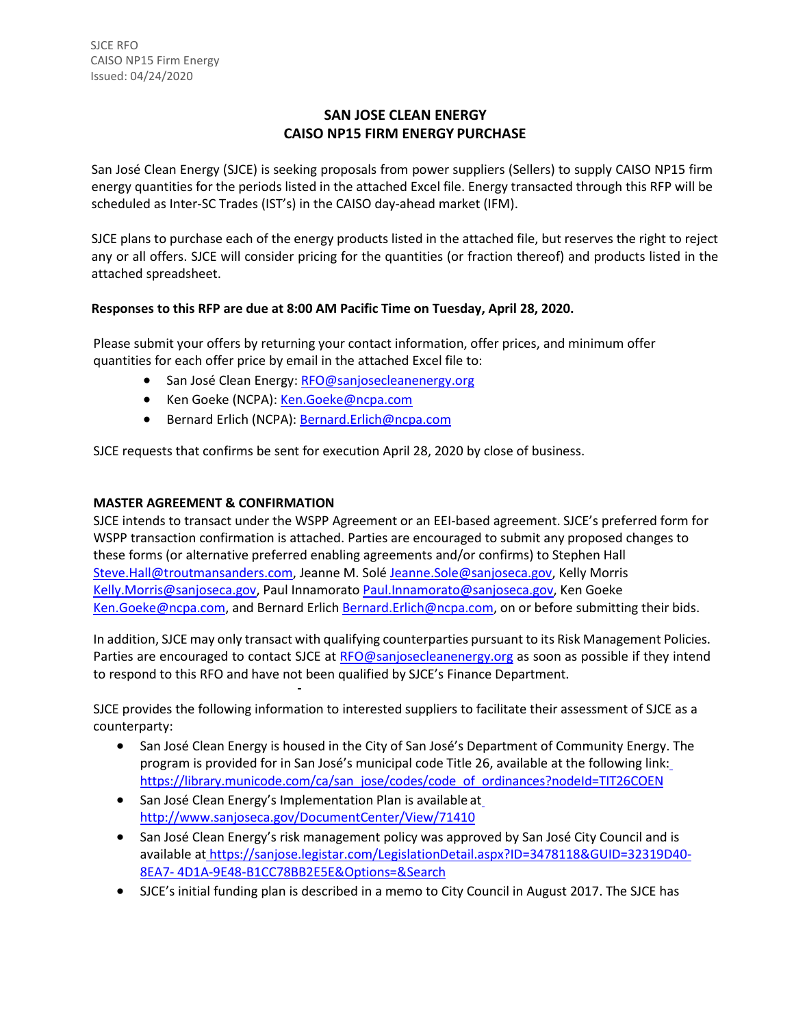SJCE RFO
CAISO NP15 Firm Energy
Issued: 04/24/2020

# SAN JOSE CLEAN ENERGY
# CAISO NP15 FIRM ENERGY PURCHASE

San José Clean Energy (SJCE) is seeking proposals from power suppliers (Sellers) to supply CAISO NP15 firm energy quantities for the periods listed in the attached Excel file. Energy transacted through this RFP will be scheduled as Inter-SC Trades (IST's) in the CAISO day-ahead market (IFM).

SJCE plans to purchase each of the energy products listed in the attached file, but reserves the right to reject any or all offers. SJCE will consider pricing for the quantities (or fraction thereof) and products listed in the attached spreadsheet.

**Responses to this RFP are due at 8:00 AM Pacific Time on Tuesday, April 28, 2020.**

Please submit your offers by returning your contact information, offer prices, and minimum offer quantities for each offer price by email in the attached Excel file to:

- San José Clean Energy: RFO@sanjosecleanenergy.org
- Ken Goeke (NCPA): Ken.Goeke@ncpa.com
- Bernard Erlich (NCPA): Bernard.Erlich@ncpa.com

SJCE requests that confirms be sent for execution April 28, 2020 by close of business.

**MASTER AGREEMENT & CONFIRMATION**

SJCE intends to transact under the WSPP Agreement or an EEI-based agreement. SJCE's preferred form for WSPP transaction confirmation is attached. Parties are encouraged to submit any proposed changes to these forms (or alternative preferred enabling agreements and/or confirms) to Stephen Hall Steve.Hall@troutmansanders.com, Jeanne M. Solé Jeanne.Sole@sanjoseca.gov, Kelly Morris Kelly.Morris@sanjoseca.gov, Paul Innamorato Paul.Innamorato@sanjoseca.gov, Ken Goeke Ken.Goeke@ncpa.com, and Bernard Erlich Bernard.Erlich@ncpa.com, on or before submitting their bids.

In addition, SJCE may only transact with qualifying counterparties pursuant to its Risk Management Policies. Parties are encouraged to contact SJCE at RFO@sanjosecleanenergy.org as soon as possible if they intend to respond to this RFO and have not been qualified by SJCE's Finance Department.

SJCE provides the following information to interested suppliers to facilitate their assessment of SJCE as a counterparty:

- San José Clean Energy is housed in the City of San José's Department of Community Energy. The program is provided for in San José's municipal code Title 26, available at the following link: https://library.municode.com/ca/san_jose/codes/code_of_ordinances?nodeId=TIT26COEN
- San José Clean Energy's Implementation Plan is available at http://www.sanjoseca.gov/DocumentCenter/View/71410
- San José Clean Energy's risk management policy was approved by San José City Council and is available at https://sanjose.legistar.com/LegislationDetail.aspx?ID=3478118&GUID=32319D40-8EA7-4D1A-9E48-B1CC78BB2E5E&Options=&Search
- SJCE's initial funding plan is described in a memo to City Council in August 2017. The SJCE has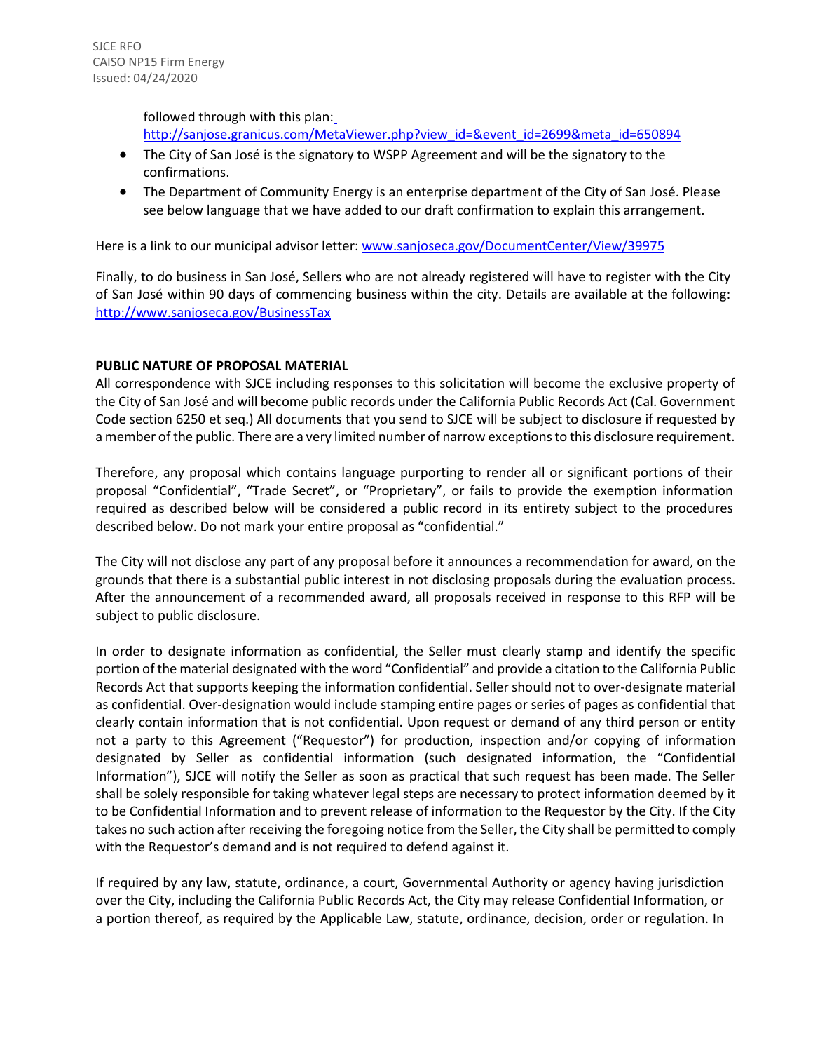followed through with this plan: http://sanjose.granicus.com/MetaViewer.php?view_id=&event_id=2699&meta_id=650894

- The City of San José is the signatory to WSPP Agreement and will be the signatory to the confirmations.
- The Department of Community Energy is an enterprise department of the City of San José. Please see below language that we have added to our draft confirmation to explain this arrangement.

Here is a link to our municipal advisor letter: www.sanjoseca.gov/DocumentCenter/View/39975

Finally, to do business in San José, Sellers who are not already registered will have to register with the City of San José within 90 days of commencing business within the city. Details are available at the following: http://www.sanjoseca.gov/BusinessTax

**PUBLIC NATURE OF PROPOSAL MATERIAL**

All correspondence with SJCE including responses to this solicitation will become the exclusive property of the City of San José and will become public records under the California Public Records Act (Cal. Government Code section 6250 et seq.) All documents that you send to SJCE will be subject to disclosure if requested by a member of the public. There are a very limited number of narrow exceptions to this disclosure requirement.

Therefore, any proposal which contains language purporting to render all or significant portions of their proposal "Confidential", "Trade Secret", or "Proprietary", or fails to provide the exemption information required as described below will be considered a public record in its entirety subject to the procedures described below. Do not mark your entire proposal as "confidential."

The City will not disclose any part of any proposal before it announces a recommendation for award, on the grounds that there is a substantial public interest in not disclosing proposals during the evaluation process. After the announcement of a recommended award, all proposals received in response to this RFP will be subject to public disclosure.

In order to designate information as confidential, the Seller must clearly stamp and identify the specific portion of the material designated with the word "Confidential" and provide a citation to the California Public Records Act that supports keeping the information confidential. Seller should not to over-designate material as confidential. Over-designation would include stamping entire pages or series of pages as confidential that clearly contain information that is not confidential. Upon request or demand of any third person or entity not a party to this Agreement ("Requestor") for production, inspection and/or copying of information designated by Seller as confidential information (such designated information, the "Confidential Information"), SJCE will notify the Seller as soon as practical that such request has been made. The Seller shall be solely responsible for taking whatever legal steps are necessary to protect information deemed by it to be Confidential Information and to prevent release of information to the Requestor by the City. If the City takes no such action after receiving the foregoing notice from the Seller, the City shall be permitted to comply with the Requestor's demand and is not required to defend against it.

If required by any law, statute, ordinance, a court, Governmental Authority or agency having jurisdiction over the City, including the California Public Records Act, the City may release Confidential Information, or a portion thereof, as required by the Applicable Law, statute, ordinance, decision, order or regulation. In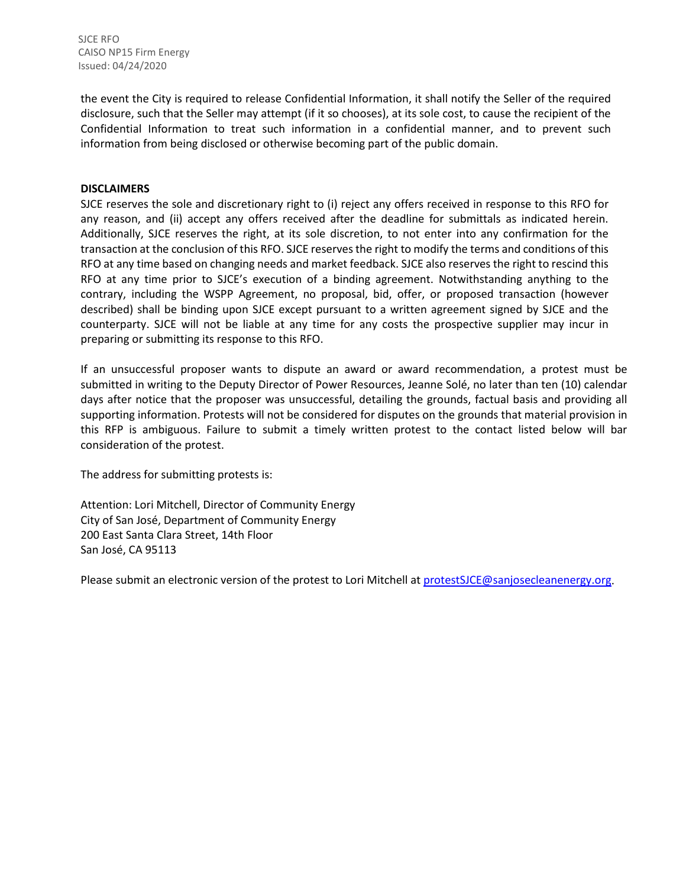the event the City is required to release Confidential Information, it shall notify the Seller of the required disclosure, such that the Seller may attempt (if it so chooses), at its sole cost, to cause the recipient of the Confidential Information to treat such information in a confidential manner, and to prevent such information from being disclosed or otherwise becoming part of the public domain.

**DISCLAIMERS**

SJCE reserves the sole and discretionary right to (i) reject any offers received in response to this RFO for any reason, and (ii) accept any offers received after the deadline for submittals as indicated herein. Additionally, SJCE reserves the right, at its sole discretion, to not enter into any confirmation for the transaction at the conclusion of this RFO. SJCE reserves the right to modify the terms and conditions of this RFO at any time based on changing needs and market feedback. SJCE also reserves the right to rescind this RFO at any time prior to SJCE's execution of a binding agreement. Notwithstanding anything to the contrary, including the WSPP Agreement, no proposal, bid, offer, or proposed transaction (however described) shall be binding upon SJCE except pursuant to a written agreement signed by SJCE and the counterparty. SJCE will not be liable at any time for any costs the prospective supplier may incur in preparing or submitting its response to this RFO.

If an unsuccessful proposer wants to dispute an award or award recommendation, a protest must be submitted in writing to the Deputy Director of Power Resources, Jeanne Solé, no later than ten (10) calendar days after notice that the proposer was unsuccessful, detailing the grounds, factual basis and providing all supporting information. Protests will not be considered for disputes on the grounds that material provision in this RFP is ambiguous. Failure to submit a timely written protest to the contact listed below will bar consideration of the protest.

The address for submitting protests is:

Attention: Lori Mitchell, Director of Community Energy
City of San José, Department of Community Energy
200 East Santa Clara Street, 14th Floor
San José, CA 95113

Please submit an electronic version of the protest to Lori Mitchell at protestSJCE@sanjosecleanenergy.org.